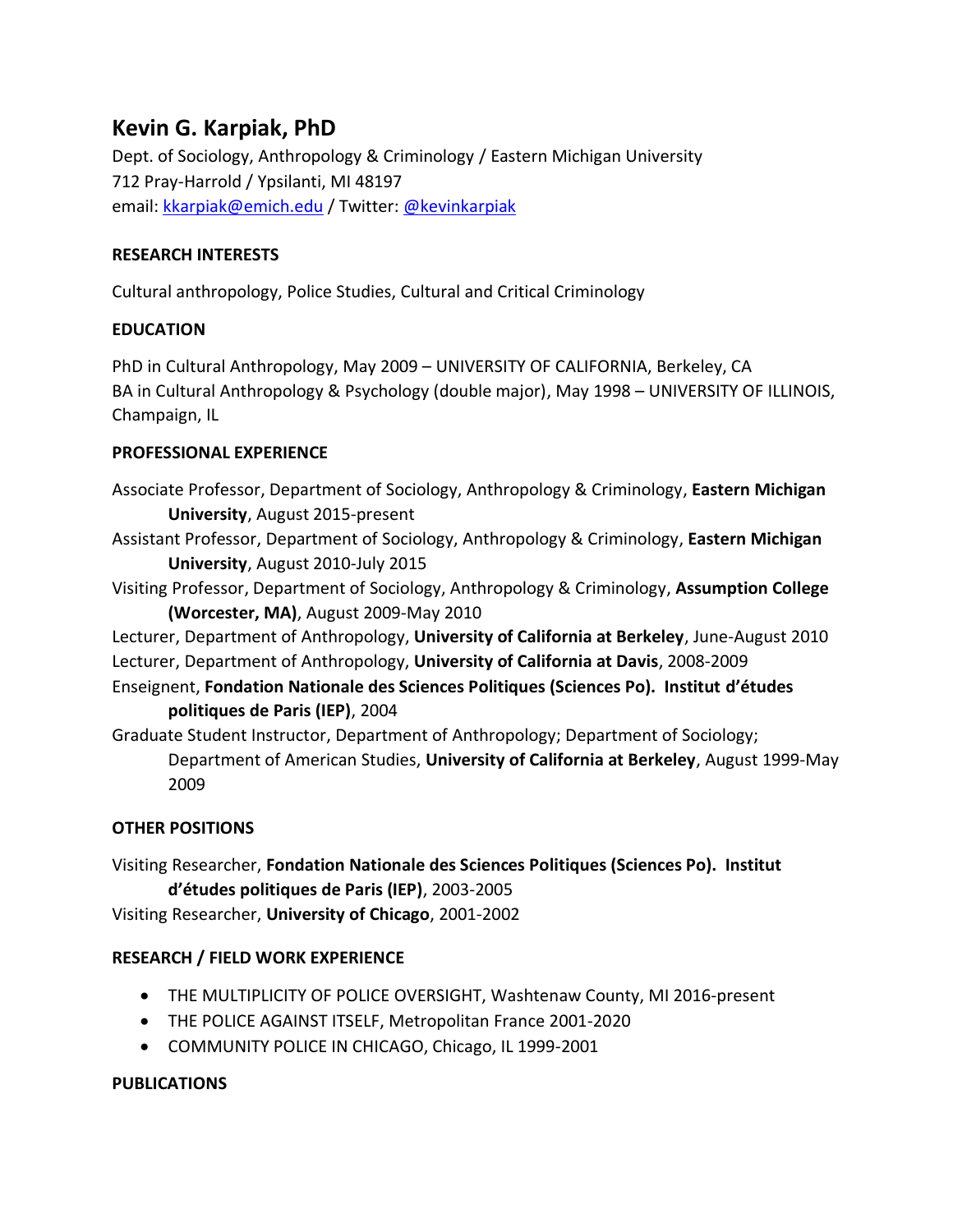# Kevin G. Karpiak, PhD

Dept. of Sociology, Anthropology & Criminology / Eastern Michigan University
712 Pray-Harrold / Ypsilanti, MI 48197
email: kkarpiak@emich.edu / Twitter: @kevinkarpiak

## RESEARCH INTERESTS

Cultural anthropology, Police Studies, Cultural and Critical Criminology

## EDUCATION

PhD in Cultural Anthropology, May 2009 – UNIVERSITY OF CALIFORNIA, Berkeley, CA
BA in Cultural Anthropology & Psychology (double major), May 1998 – UNIVERSITY OF ILLINOIS, Champaign, IL

## PROFESSIONAL EXPERIENCE

Associate Professor, Department of Sociology, Anthropology & Criminology, **Eastern Michigan University**, August 2015-present

Assistant Professor, Department of Sociology, Anthropology & Criminology, **Eastern Michigan University**, August 2010-July 2015

Visiting Professor, Department of Sociology, Anthropology & Criminology, **Assumption College (Worcester, MA)**, August 2009-May 2010

Lecturer, Department of Anthropology, **University of California at Berkeley**, June-August 2010

Lecturer, Department of Anthropology, **University of California at Davis**, 2008-2009

Enseignent, **Fondation Nationale des Sciences Politiques (Sciences Po). Institut d'études politiques de Paris (IEP)**, 2004

Graduate Student Instructor, Department of Anthropology; Department of Sociology; Department of American Studies, **University of California at Berkeley**, August 1999-May 2009

## OTHER POSITIONS

Visiting Researcher, **Fondation Nationale des Sciences Politiques (Sciences Po). Institut d'études politiques de Paris (IEP)**, 2003-2005

Visiting Researcher, **University of Chicago**, 2001-2002

## RESEARCH / FIELD WORK EXPERIENCE

- THE MULTIPLICITY OF POLICE OVERSIGHT, Washtenaw County, MI 2016-present
- THE POLICE AGAINST ITSELF, Metropolitan France 2001-2020
- COMMUNITY POLICE IN CHICAGO, Chicago, IL 1999-2001

## PUBLICATIONS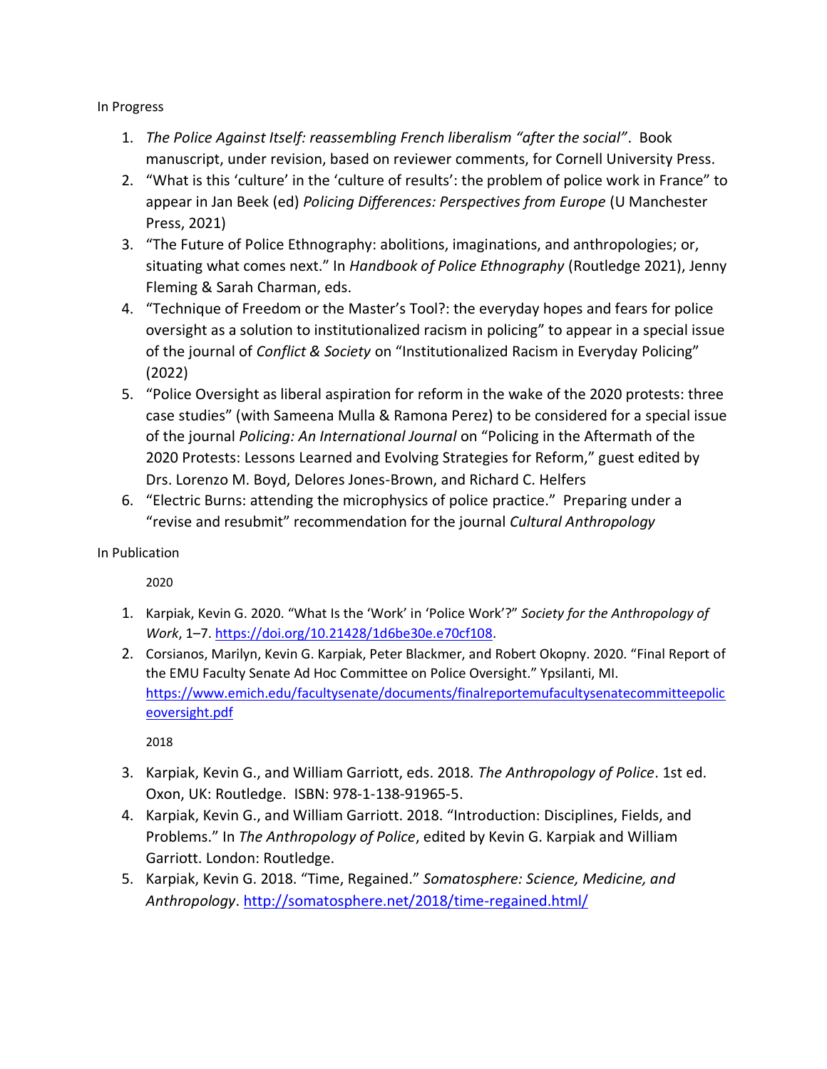In Progress

1. *The Police Against Itself: reassembling French liberalism "after the social"*. Book manuscript, under revision, based on reviewer comments, for Cornell University Press.
2. "What is this 'culture' in the 'culture of results': the problem of police work in France" to appear in Jan Beek (ed) *Policing Differences: Perspectives from Europe* (U Manchester Press, 2021)
3. "The Future of Police Ethnography: abolitions, imaginations, and anthropologies; or, situating what comes next." In *Handbook of Police Ethnography* (Routledge 2021), Jenny Fleming & Sarah Charman, eds.
4. "Technique of Freedom or the Master's Tool?: the everyday hopes and fears for police oversight as a solution to institutionalized racism in policing" to appear in a special issue of the journal of *Conflict & Society* on "Institutionalized Racism in Everyday Policing" (2022)
5. "Police Oversight as liberal aspiration for reform in the wake of the 2020 protests: three case studies" (with Sameena Mulla & Ramona Perez) to be considered for a special issue of the journal *Policing: An International Journal* on "Policing in the Aftermath of the 2020 Protests: Lessons Learned and Evolving Strategies for Reform," guest edited by Drs. Lorenzo M. Boyd, Delores Jones-Brown, and Richard C. Helfers
6. "Electric Burns: attending the microphysics of police practice." Preparing under a "revise and resubmit" recommendation for the journal *Cultural Anthropology*

In Publication

2020

1. Karpiak, Kevin G. 2020. "What Is the 'Work' in 'Police Work'?" *Society for the Anthropology of Work*, 1–7. https://doi.org/10.21428/1d6be30e.e70cf108.
2. Corsianos, Marilyn, Kevin G. Karpiak, Peter Blackmer, and Robert Okopny. 2020. "Final Report of the EMU Faculty Senate Ad Hoc Committee on Police Oversight." Ypsilanti, MI. https://www.emich.edu/facultysenate/documents/finalreportemufacultysenatecommitteepoliceoversight.pdf

2018

3. Karpiak, Kevin G., and William Garriott, eds. 2018. *The Anthropology of Police*. 1st ed. Oxon, UK: Routledge. ISBN: 978-1-138-91965-5.
4. Karpiak, Kevin G., and William Garriott. 2018. "Introduction: Disciplines, Fields, and Problems." In *The Anthropology of Police*, edited by Kevin G. Karpiak and William Garriott. London: Routledge.
5. Karpiak, Kevin G. 2018. "Time, Regained." *Somatosphere: Science, Medicine, and Anthropology*. http://somatosphere.net/2018/time-regained.html/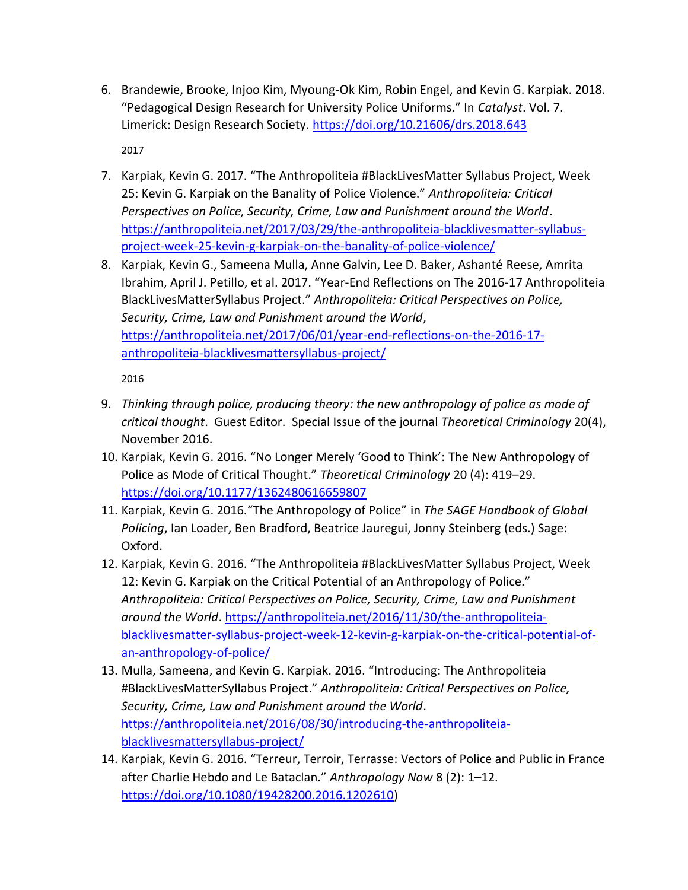6. Brandewie, Brooke, Injoo Kim, Myoung-Ok Kim, Robin Engel, and Kevin G. Karpiak. 2018. "Pedagogical Design Research for University Police Uniforms." In *Catalyst*. Vol. 7. Limerick: Design Research Society. https://doi.org/10.21606/drs.2018.643

2017

7. Karpiak, Kevin G. 2017. "The Anthropoliteia #BlackLivesMatter Syllabus Project, Week 25: Kevin G. Karpiak on the Banality of Police Violence." *Anthropoliteia: Critical Perspectives on Police, Security, Crime, Law and Punishment around the World*. https://anthropoliteia.net/2017/03/29/the-anthropoliteia-blacklivesmatter-syllabus-project-week-25-kevin-g-karpiak-on-the-banality-of-police-violence/
8. Karpiak, Kevin G., Sameena Mulla, Anne Galvin, Lee D. Baker, Ashanté Reese, Amrita Ibrahim, April J. Petillo, et al. 2017. "Year-End Reflections on The 2016-17 Anthropoliteia BlackLivesMatterSyllabus Project." *Anthropoliteia: Critical Perspectives on Police, Security, Crime, Law and Punishment around the World*, https://anthropoliteia.net/2017/06/01/year-end-reflections-on-the-2016-17-anthropoliteia-blacklivesmattersyllabus-project/

2016

9. *Thinking through police, producing theory: the new anthropology of police as mode of critical thought*. Guest Editor. Special Issue of the journal *Theoretical Criminology* 20(4), November 2016.
10. Karpiak, Kevin G. 2016. "No Longer Merely 'Good to Think': The New Anthropology of Police as Mode of Critical Thought." *Theoretical Criminology* 20 (4): 419–29. https://doi.org/10.1177/1362480616659807
11. Karpiak, Kevin G. 2016."The Anthropology of Police" in *The SAGE Handbook of Global Policing*, Ian Loader, Ben Bradford, Beatrice Jauregui, Jonny Steinberg (eds.) Sage: Oxford.
12. Karpiak, Kevin G. 2016. "The Anthropoliteia #BlackLivesMatter Syllabus Project, Week 12: Kevin G. Karpiak on the Critical Potential of an Anthropology of Police." *Anthropoliteia: Critical Perspectives on Police, Security, Crime, Law and Punishment around the World*. https://anthropoliteia.net/2016/11/30/the-anthropoliteia-blacklivesmatter-syllabus-project-week-12-kevin-g-karpiak-on-the-critical-potential-of-an-anthropology-of-police/
13. Mulla, Sameena, and Kevin G. Karpiak. 2016. "Introducing: The Anthropoliteia #BlackLivesMatterSyllabus Project." *Anthropoliteia: Critical Perspectives on Police, Security, Crime, Law and Punishment around the World*. https://anthropoliteia.net/2016/08/30/introducing-the-anthropoliteia-blacklivesmattersyllabus-project/
14. Karpiak, Kevin G. 2016. "Terreur, Terroir, Terrasse: Vectors of Police and Public in France after Charlie Hebdo and Le Bataclan." *Anthropology Now* 8 (2): 1–12. https://doi.org/10.1080/19428200.2016.1202610)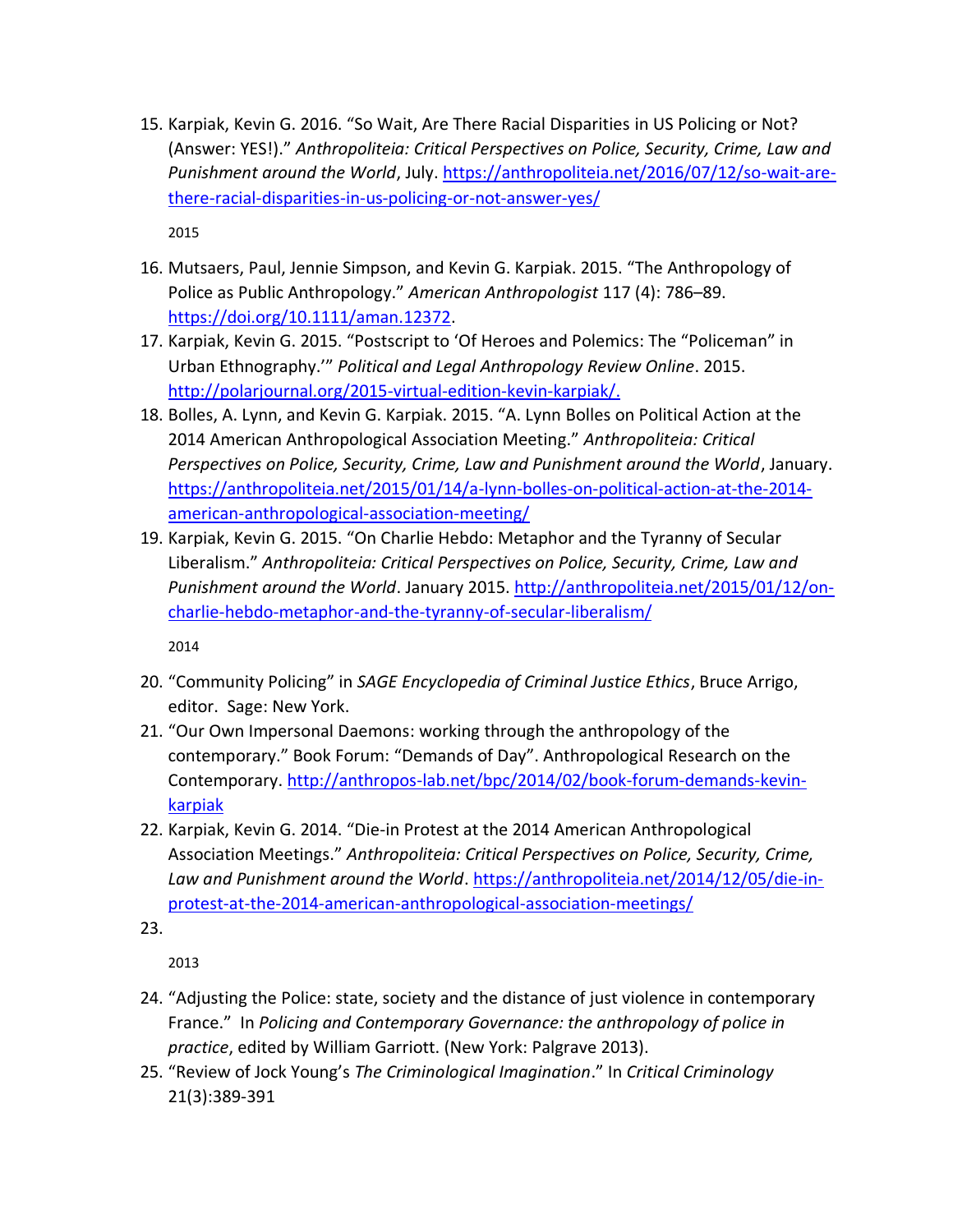15. Karpiak, Kevin G. 2016. “So Wait, Are There Racial Disparities in US Policing or Not? (Answer: YES!).” *Anthropoliteia: Critical Perspectives on Police, Security, Crime, Law and Punishment around the World*, July. https://anthropoliteia.net/2016/07/12/so-wait-are-there-racial-disparities-in-us-policing-or-not-answer-yes/

2015

16. Mutsaers, Paul, Jennie Simpson, and Kevin G. Karpiak. 2015. “The Anthropology of Police as Public Anthropology.” *American Anthropologist* 117 (4): 786–89. https://doi.org/10.1111/aman.12372.
17. Karpiak, Kevin G. 2015. “Postscript to ‘Of Heroes and Polemics: The “Policeman” in Urban Ethnography.’” *Political and Legal Anthropology Review Online*. 2015. http://polarjournal.org/2015-virtual-edition-kevin-karpiak/.
18. Bolles, A. Lynn, and Kevin G. Karpiak. 2015. “A. Lynn Bolles on Political Action at the 2014 American Anthropological Association Meeting.” *Anthropoliteia: Critical Perspectives on Police, Security, Crime, Law and Punishment around the World*, January. https://anthropoliteia.net/2015/01/14/a-lynn-bolles-on-political-action-at-the-2014-american-anthropological-association-meeting/
19. Karpiak, Kevin G. 2015. “On Charlie Hebdo: Metaphor and the Tyranny of Secular Liberalism.” *Anthropoliteia: Critical Perspectives on Police, Security, Crime, Law and Punishment around the World*. January 2015. http://anthropoliteia.net/2015/01/12/on-charlie-hebdo-metaphor-and-the-tyranny-of-secular-liberalism/

2014

20. “Community Policing” in *SAGE Encyclopedia of Criminal Justice Ethics*, Bruce Arrigo, editor. Sage: New York.
21. “Our Own Impersonal Daemons: working through the anthropology of the contemporary.” Book Forum: “Demands of Day”. Anthropological Research on the Contemporary. http://anthropos-lab.net/bpc/2014/02/book-forum-demands-kevin-karpiak
22. Karpiak, Kevin G. 2014. “Die-in Protest at the 2014 American Anthropological Association Meetings.” *Anthropoliteia: Critical Perspectives on Police, Security, Crime, Law and Punishment around the World*. https://anthropoliteia.net/2014/12/05/die-in-protest-at-the-2014-american-anthropological-association-meetings/
23.

2013

24. “Adjusting the Police: state, society and the distance of just violence in contemporary France.” In *Policing and Contemporary Governance: the anthropology of police in practice*, edited by William Garriott. (New York: Palgrave 2013).
25. “Review of Jock Young’s *The Criminological Imagination*.” In *Critical Criminology* 21(3):389-391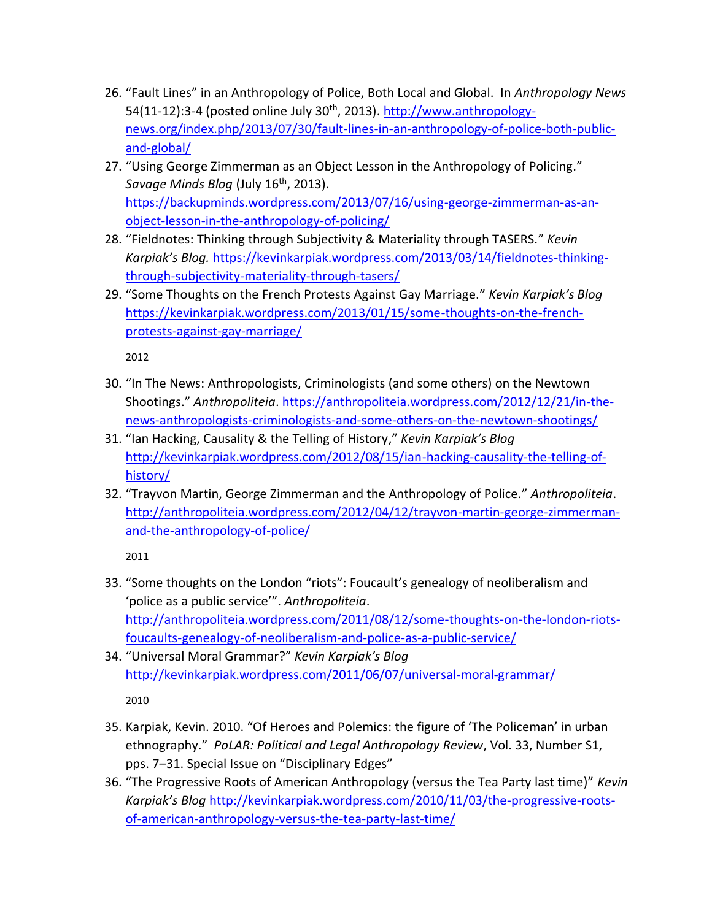26. "Fault Lines" in an Anthropology of Police, Both Local and Global. In *Anthropology News* 54(11-12):3-4 (posted online July 30th, 2013). http://www.anthropology-news.org/index.php/2013/07/30/fault-lines-in-an-anthropology-of-police-both-public-and-global/
27. "Using George Zimmerman as an Object Lesson in the Anthropology of Policing." *Savage Minds Blog* (July 16th, 2013). https://backupminds.wordpress.com/2013/07/16/using-george-zimmerman-as-an-object-lesson-in-the-anthropology-of-policing/
28. "Fieldnotes: Thinking through Subjectivity & Materiality through TASERS." *Kevin Karpiak's Blog.* https://kevinkarpiak.wordpress.com/2013/03/14/fieldnotes-thinking-through-subjectivity-materiality-through-tasers/
29. "Some Thoughts on the French Protests Against Gay Marriage." *Kevin Karpiak's Blog* https://kevinkarpiak.wordpress.com/2013/01/15/some-thoughts-on-the-french-protests-against-gay-marriage/

2012

30. "In The News: Anthropologists, Criminologists (and some others) on the Newtown Shootings." *Anthropoliteia*. https://anthropoliteia.wordpress.com/2012/12/21/in-the-news-anthropologists-criminologists-and-some-others-on-the-newtown-shootings/
31. "Ian Hacking, Causality & the Telling of History," *Kevin Karpiak's Blog* http://kevinkarpiak.wordpress.com/2012/08/15/ian-hacking-causality-the-telling-of-history/
32. "Trayvon Martin, George Zimmerman and the Anthropology of Police." *Anthropoliteia*. http://anthropoliteia.wordpress.com/2012/04/12/trayvon-martin-george-zimmerman-and-the-anthropology-of-police/

2011

33. "Some thoughts on the London "riots": Foucault's genealogy of neoliberalism and 'police as a public service'". *Anthropoliteia*. http://anthropoliteia.wordpress.com/2011/08/12/some-thoughts-on-the-london-riots-foucaults-genealogy-of-neoliberalism-and-police-as-a-public-service/
34. "Universal Moral Grammar?" *Kevin Karpiak's Blog* http://kevinkarpiak.wordpress.com/2011/06/07/universal-moral-grammar/

2010

35. Karpiak, Kevin. 2010. "Of Heroes and Polemics: the figure of 'The Policeman' in urban ethnography." *PoLAR: Political and Legal Anthropology Review*, Vol. 33, Number S1, pps. 7–31. Special Issue on "Disciplinary Edges"
36. "The Progressive Roots of American Anthropology (versus the Tea Party last time)" *Kevin Karpiak's Blog* http://kevinkarpiak.wordpress.com/2010/11/03/the-progressive-roots-of-american-anthropology-versus-the-tea-party-last-time/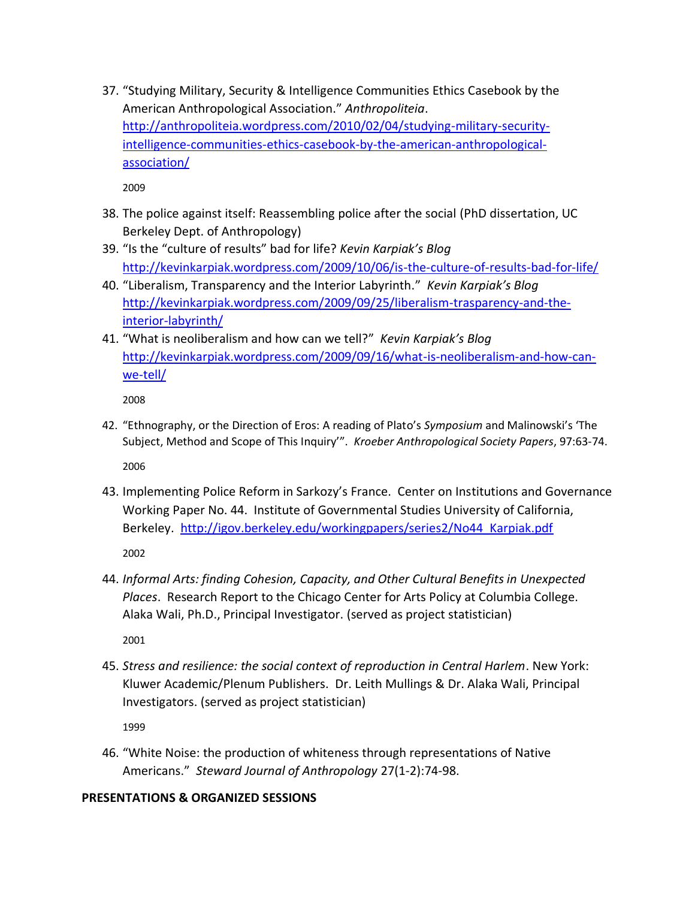37. "Studying Military, Security & Intelligence Communities Ethics Casebook by the American Anthropological Association." *Anthropoliteia*. http://anthropoliteia.wordpress.com/2010/02/04/studying-military-security-intelligence-communities-ethics-casebook-by-the-american-anthropological-association/

2009

38. The police against itself: Reassembling police after the social (PhD dissertation, UC Berkeley Dept. of Anthropology)
39. "Is the "culture of results" bad for life? *Kevin Karpiak's Blog* http://kevinkarpiak.wordpress.com/2009/10/06/is-the-culture-of-results-bad-for-life/
40. "Liberalism, Transparency and the Interior Labyrinth." *Kevin Karpiak's Blog* http://kevinkarpiak.wordpress.com/2009/09/25/liberalism-trasparency-and-the-interior-labyrinth/
41. "What is neoliberalism and how can we tell?" *Kevin Karpiak's Blog* http://kevinkarpiak.wordpress.com/2009/09/16/what-is-neoliberalism-and-how-can-we-tell/

2008

42. "Ethnography, or the Direction of Eros: A reading of Plato's *Symposium* and Malinowski's 'The Subject, Method and Scope of This Inquiry'". *Kroeber Anthropological Society Papers*, 97:63-74.

2006

43. Implementing Police Reform in Sarkozy's France. Center on Institutions and Governance Working Paper No. 44. Institute of Governmental Studies University of California, Berkeley. http://igov.berkeley.edu/workingpapers/series2/No44_Karpiak.pdf

2002

44. *Informal Arts: finding Cohesion, Capacity, and Other Cultural Benefits in Unexpected Places*. Research Report to the Chicago Center for Arts Policy at Columbia College. Alaka Wali, Ph.D., Principal Investigator. (served as project statistician)

2001

45. *Stress and resilience: the social context of reproduction in Central Harlem*. New York: Kluwer Academic/Plenum Publishers. Dr. Leith Mullings & Dr. Alaka Wali, Principal Investigators. (served as project statistician)

1999

46. "White Noise: the production of whiteness through representations of Native Americans." *Steward Journal of Anthropology* 27(1-2):74-98.

**PRESENTATIONS & ORGANIZED SESSIONS**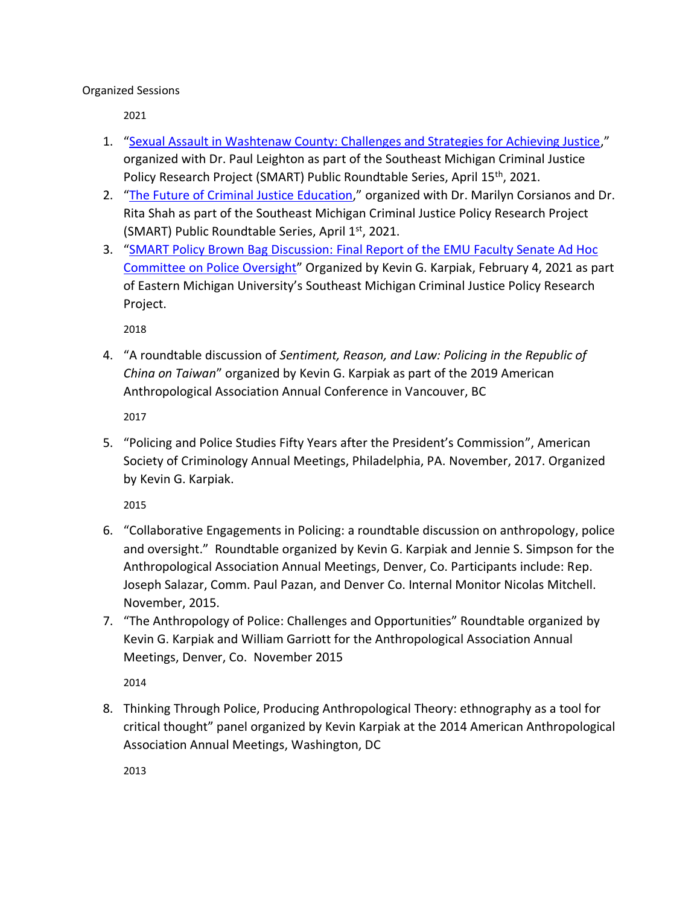Organized Sessions

2021

1. "Sexual Assault in Washtenaw County: Challenges and Strategies for Achieving Justice," organized with Dr. Paul Leighton as part of the Southeast Michigan Criminal Justice Policy Research Project (SMART) Public Roundtable Series, April 15th, 2021.
2. "The Future of Criminal Justice Education," organized with Dr. Marilyn Corsianos and Dr. Rita Shah as part of the Southeast Michigan Criminal Justice Policy Research Project (SMART) Public Roundtable Series, April 1st, 2021.
3. "SMART Policy Brown Bag Discussion: Final Report of the EMU Faculty Senate Ad Hoc Committee on Police Oversight" Organized by Kevin G. Karpiak, February 4, 2021 as part of Eastern Michigan University's Southeast Michigan Criminal Justice Policy Research Project.

2018

4. "A roundtable discussion of *Sentiment, Reason, and Law: Policing in the Republic of China on Taiwan*" organized by Kevin G. Karpiak as part of the 2019 American Anthropological Association Annual Conference in Vancouver, BC

2017

5. "Policing and Police Studies Fifty Years after the President's Commission", American Society of Criminology Annual Meetings, Philadelphia, PA. November, 2017. Organized by Kevin G. Karpiak.

2015

6. "Collaborative Engagements in Policing: a roundtable discussion on anthropology, police and oversight." Roundtable organized by Kevin G. Karpiak and Jennie S. Simpson for the Anthropological Association Annual Meetings, Denver, Co. Participants include: Rep. Joseph Salazar, Comm. Paul Pazan, and Denver Co. Internal Monitor Nicolas Mitchell. November, 2015.
7. "The Anthropology of Police: Challenges and Opportunities" Roundtable organized by Kevin G. Karpiak and William Garriott for the Anthropological Association Annual Meetings, Denver, Co. November 2015

2014

8. Thinking Through Police, Producing Anthropological Theory: ethnography as a tool for critical thought" panel organized by Kevin Karpiak at the 2014 American Anthropological Association Annual Meetings, Washington, DC

2013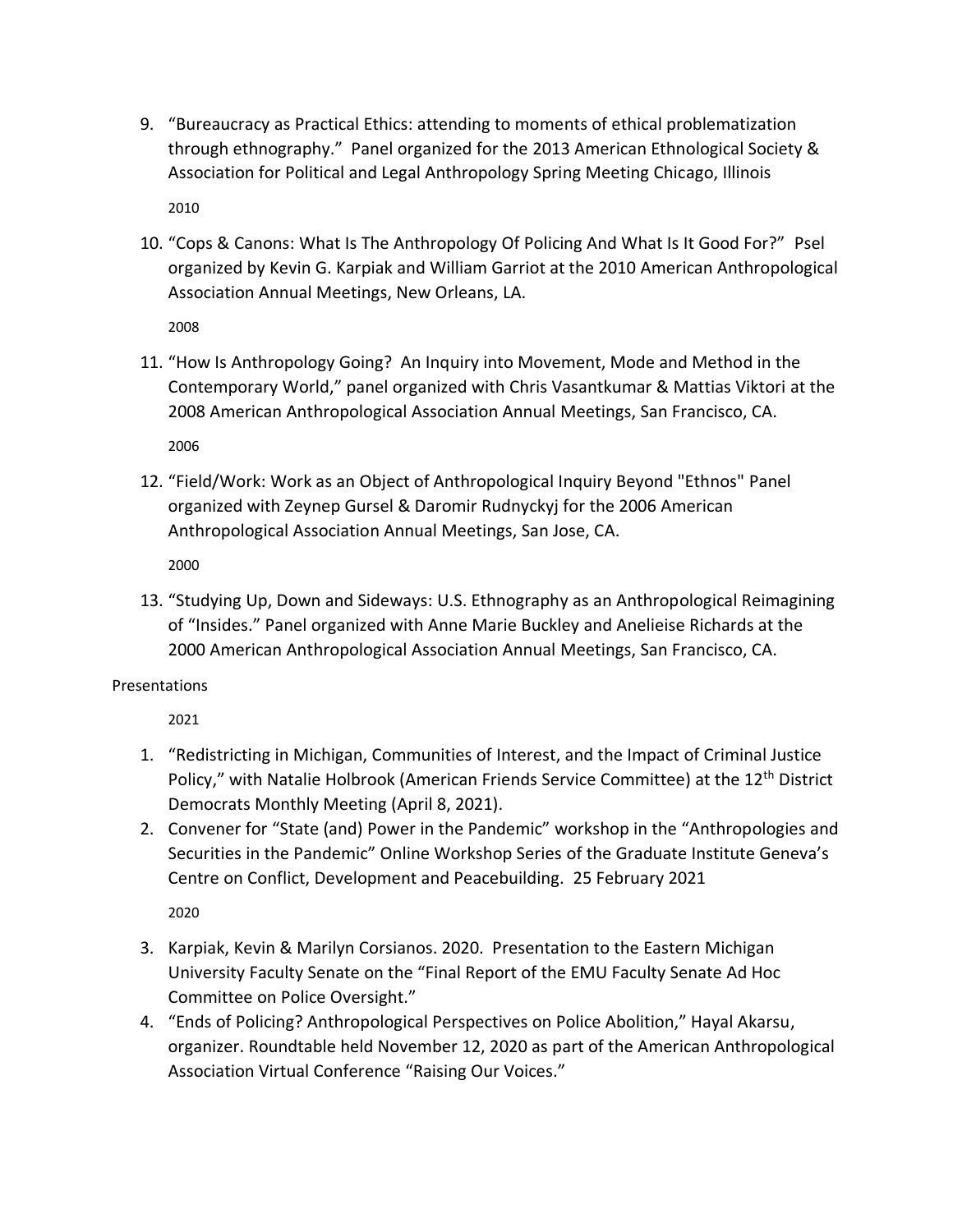9. “Bureaucracy as Practical Ethics: attending to moments of ethical problematization through ethnography.” Panel organized for the 2013 American Ethnological Society & Association for Political and Legal Anthropology Spring Meeting Chicago, Illinois

   2010

10. “Cops & Canons: What Is The Anthropology Of Policing And What Is It Good For?” Psel organized by Kevin G. Karpiak and William Garriot at the 2010 American Anthropological Association Annual Meetings, New Orleans, LA.

    2008

11. “How Is Anthropology Going? An Inquiry into Movement, Mode and Method in the Contemporary World,” panel organized with Chris Vasantkumar & Mattias Viktori at the 2008 American Anthropological Association Annual Meetings, San Francisco, CA.

    2006

12. “Field/Work: Work as an Object of Anthropological Inquiry Beyond "Ethnos" Panel organized with Zeynep Gursel & Daromir Rudnyckyj for the 2006 American Anthropological Association Annual Meetings, San Jose, CA.

    2000

13. “Studying Up, Down and Sideways: U.S. Ethnography as an Anthropological Reimagining of “Insides.” Panel organized with Anne Marie Buckley and Anelieise Richards at the 2000 American Anthropological Association Annual Meetings, San Francisco, CA.

Presentations

2021

1. “Redistricting in Michigan, Communities of Interest, and the Impact of Criminal Justice Policy,” with Natalie Holbrook (American Friends Service Committee) at the 12th District Democrats Monthly Meeting (April 8, 2021).
2. Convener for “State (and) Power in the Pandemic” workshop in the “Anthropologies and Securities in the Pandemic” Online Workshop Series of the Graduate Institute Geneva’s Centre on Conflict, Development and Peacebuilding. 25 February 2021

   2020

3. Karpiak, Kevin & Marilyn Corsianos. 2020. Presentation to the Eastern Michigan University Faculty Senate on the “Final Report of the EMU Faculty Senate Ad Hoc Committee on Police Oversight.”
4. “Ends of Policing? Anthropological Perspectives on Police Abolition,” Hayal Akarsu, organizer. Roundtable held November 12, 2020 as part of the American Anthropological Association Virtual Conference “Raising Our Voices.”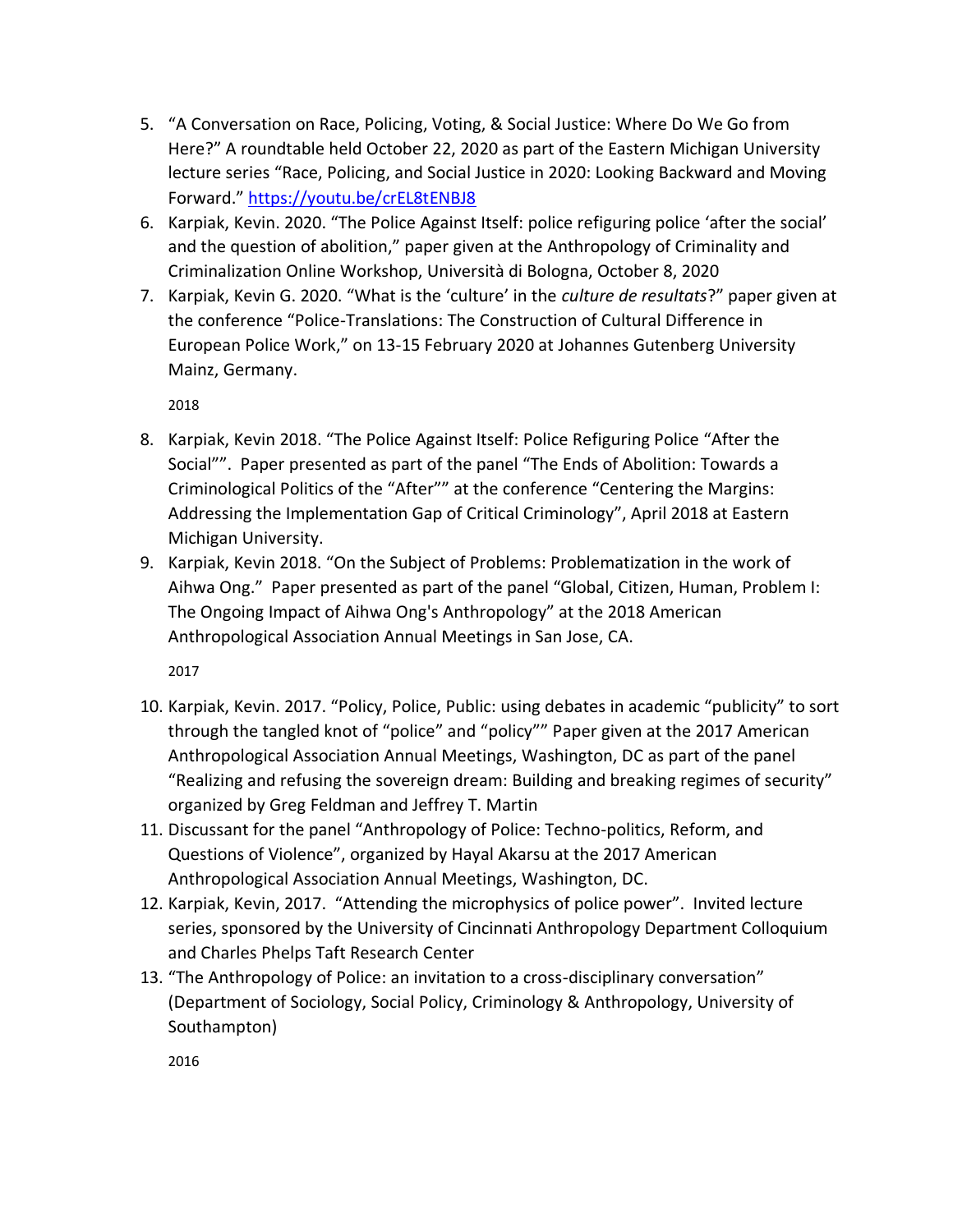5. "A Conversation on Race, Policing, Voting, & Social Justice: Where Do We Go from Here?" A roundtable held October 22, 2020 as part of the Eastern Michigan University lecture series "Race, Policing, and Social Justice in 2020: Looking Backward and Moving Forward." [https://youtu.be/crEL8tENBJ8](https://youtu.be/crEL8tENBJ8)
6. Karpiak, Kevin. 2020. "The Police Against Itself: police refiguring police 'after the social' and the question of abolition," paper given at the Anthropology of Criminality and Criminalization Online Workshop, Università di Bologna, October 8, 2020
7. Karpiak, Kevin G. 2020. "What is the 'culture' in the *culture de resultats*?" paper given at the conference "Police-Translations: The Construction of Cultural Difference in European Police Work," on 13-15 February 2020 at Johannes Gutenberg University Mainz, Germany.

2018

8. Karpiak, Kevin 2018. "The Police Against Itself: Police Refiguring Police "After the Social"". Paper presented as part of the panel "The Ends of Abolition: Towards a Criminological Politics of the "After"" at the conference "Centering the Margins: Addressing the Implementation Gap of Critical Criminology", April 2018 at Eastern Michigan University.
9. Karpiak, Kevin 2018. "On the Subject of Problems: Problematization in the work of Aihwa Ong." Paper presented as part of the panel "Global, Citizen, Human, Problem I: The Ongoing Impact of Aihwa Ong's Anthropology" at the 2018 American Anthropological Association Annual Meetings in San Jose, CA.

2017

10. Karpiak, Kevin. 2017. "Policy, Police, Public: using debates in academic "publicity" to sort through the tangled knot of "police" and "policy"" Paper given at the 2017 American Anthropological Association Annual Meetings, Washington, DC as part of the panel "Realizing and refusing the sovereign dream: Building and breaking regimes of security" organized by Greg Feldman and Jeffrey T. Martin
11. Discussant for the panel "Anthropology of Police: Techno-politics, Reform, and Questions of Violence", organized by Hayal Akarsu at the 2017 American Anthropological Association Annual Meetings, Washington, DC.
12. Karpiak, Kevin, 2017. "Attending the microphysics of police power". Invited lecture series, sponsored by the University of Cincinnati Anthropology Department Colloquium and Charles Phelps Taft Research Center
13. "The Anthropology of Police: an invitation to a cross-disciplinary conversation" (Department of Sociology, Social Policy, Criminology & Anthropology, University of Southampton)

2016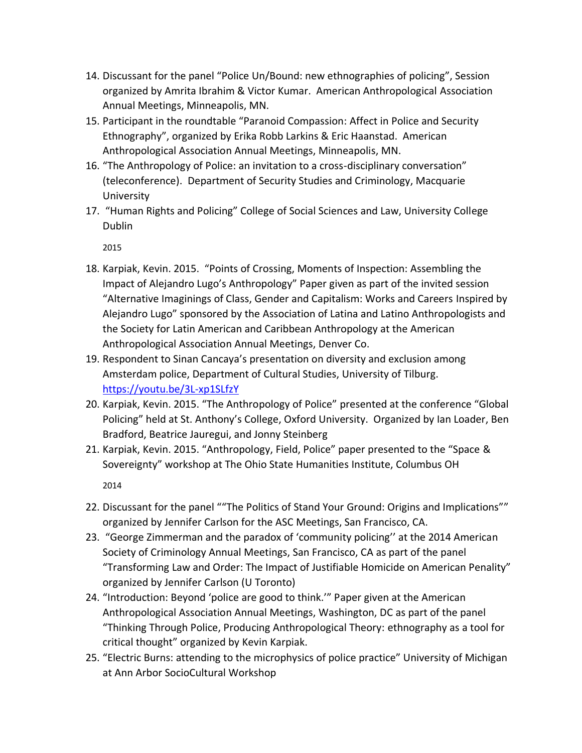14. Discussant for the panel “Police Un/Bound: new ethnographies of policing”, Session organized by Amrita Ibrahim & Victor Kumar. American Anthropological Association Annual Meetings, Minneapolis, MN.
15. Participant in the roundtable “Paranoid Compassion: Affect in Police and Security Ethnography”, organized by Erika Robb Larkins & Eric Haanstad. American Anthropological Association Annual Meetings, Minneapolis, MN.
16. “The Anthropology of Police: an invitation to a cross-disciplinary conversation” (teleconference). Department of Security Studies and Criminology, Macquarie University
17. “Human Rights and Policing” College of Social Sciences and Law, University College Dublin

2015

18. Karpiak, Kevin. 2015. “Points of Crossing, Moments of Inspection: Assembling the Impact of Alejandro Lugo’s Anthropology” Paper given as part of the invited session “Alternative Imaginings of Class, Gender and Capitalism: Works and Careers Inspired by Alejandro Lugo” sponsored by the Association of Latina and Latino Anthropologists and the Society for Latin American and Caribbean Anthropology at the American Anthropological Association Annual Meetings, Denver Co.
19. Respondent to Sinan Cancaya’s presentation on diversity and exclusion among Amsterdam police, Department of Cultural Studies, University of Tilburg. https://youtu.be/3L-xp1SLfzY
20. Karpiak, Kevin. 2015. “The Anthropology of Police” presented at the conference “Global Policing” held at St. Anthony’s College, Oxford University. Organized by Ian Loader, Ben Bradford, Beatrice Jauregui, and Jonny Steinberg
21. Karpiak, Kevin. 2015. “Anthropology, Field, Police” paper presented to the “Space & Sovereignty” workshop at The Ohio State Humanities Institute, Columbus OH

2014

22. Discussant for the panel ““The Politics of Stand Your Ground: Origins and Implications”” organized by Jennifer Carlson for the ASC Meetings, San Francisco, CA.
23. “George Zimmerman and the paradox of ‘community policing’’ at the 2014 American Society of Criminology Annual Meetings, San Francisco, CA as part of the panel “Transforming Law and Order: The Impact of Justifiable Homicide on American Penality” organized by Jennifer Carlson (U Toronto)
24. “Introduction: Beyond ‘police are good to think.’” Paper given at the American Anthropological Association Annual Meetings, Washington, DC as part of the panel “Thinking Through Police, Producing Anthropological Theory: ethnography as a tool for critical thought” organized by Kevin Karpiak.
25. “Electric Burns: attending to the microphysics of police practice” University of Michigan at Ann Arbor SocioCultural Workshop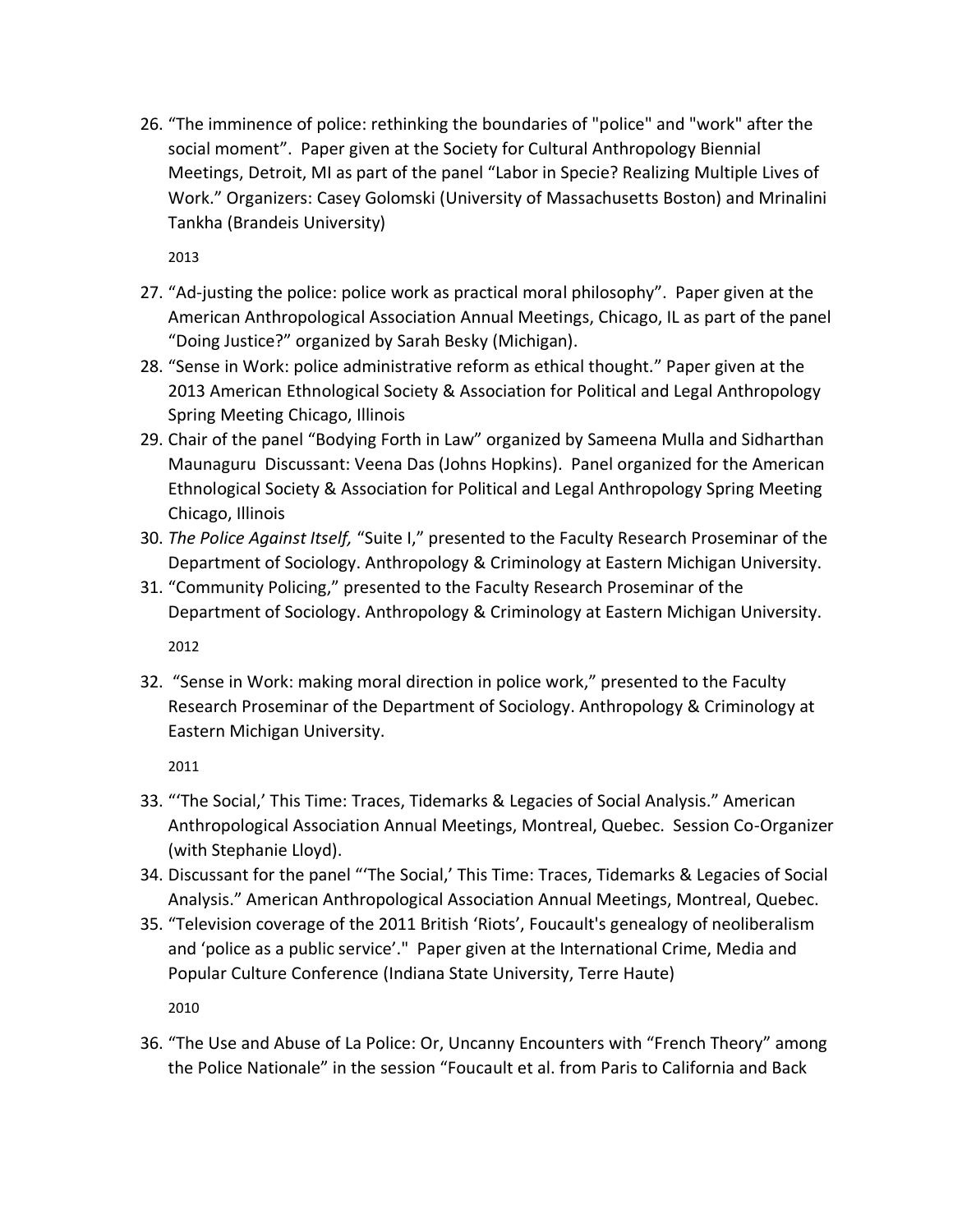26. “The imminence of police: rethinking the boundaries of "police" and "work" after the social moment”. Paper given at the Society for Cultural Anthropology Biennial Meetings, Detroit, MI as part of the panel “Labor in Specie? Realizing Multiple Lives of Work.” Organizers: Casey Golomski (University of Massachusetts Boston) and Mrinalini Tankha (Brandeis University)

2013

27. “Ad-justing the police: police work as practical moral philosophy”. Paper given at the American Anthropological Association Annual Meetings, Chicago, IL as part of the panel “Doing Justice?” organized by Sarah Besky (Michigan).
28. “Sense in Work: police administrative reform as ethical thought.” Paper given at the 2013 American Ethnological Society & Association for Political and Legal Anthropology Spring Meeting Chicago, Illinois
29. Chair of the panel “Bodying Forth in Law” organized by Sameena Mulla and Sidharthan Maunaguru Discussant: Veena Das (Johns Hopkins). Panel organized for the American Ethnological Society & Association for Political and Legal Anthropology Spring Meeting Chicago, Illinois
30. *The Police Against Itself,* “Suite I,” presented to the Faculty Research Proseminar of the Department of Sociology. Anthropology & Criminology at Eastern Michigan University.
31. “Community Policing,” presented to the Faculty Research Proseminar of the Department of Sociology. Anthropology & Criminology at Eastern Michigan University.

2012

32. “Sense in Work: making moral direction in police work,” presented to the Faculty Research Proseminar of the Department of Sociology. Anthropology & Criminology at Eastern Michigan University.

2011

33. “‘The Social,’ This Time: Traces, Tidemarks & Legacies of Social Analysis.” American Anthropological Association Annual Meetings, Montreal, Quebec. Session Co-Organizer (with Stephanie Lloyd).
34. Discussant for the panel “‘The Social,’ This Time: Traces, Tidemarks & Legacies of Social Analysis.” American Anthropological Association Annual Meetings, Montreal, Quebec.
35. “Television coverage of the 2011 British ‘Riots’, Foucault's genealogy of neoliberalism and ‘police as a public service’." Paper given at the International Crime, Media and Popular Culture Conference (Indiana State University, Terre Haute)

2010

36. “The Use and Abuse of La Police: Or, Uncanny Encounters with “French Theory” among the Police Nationale” in the session “Foucault et al. from Paris to California and Back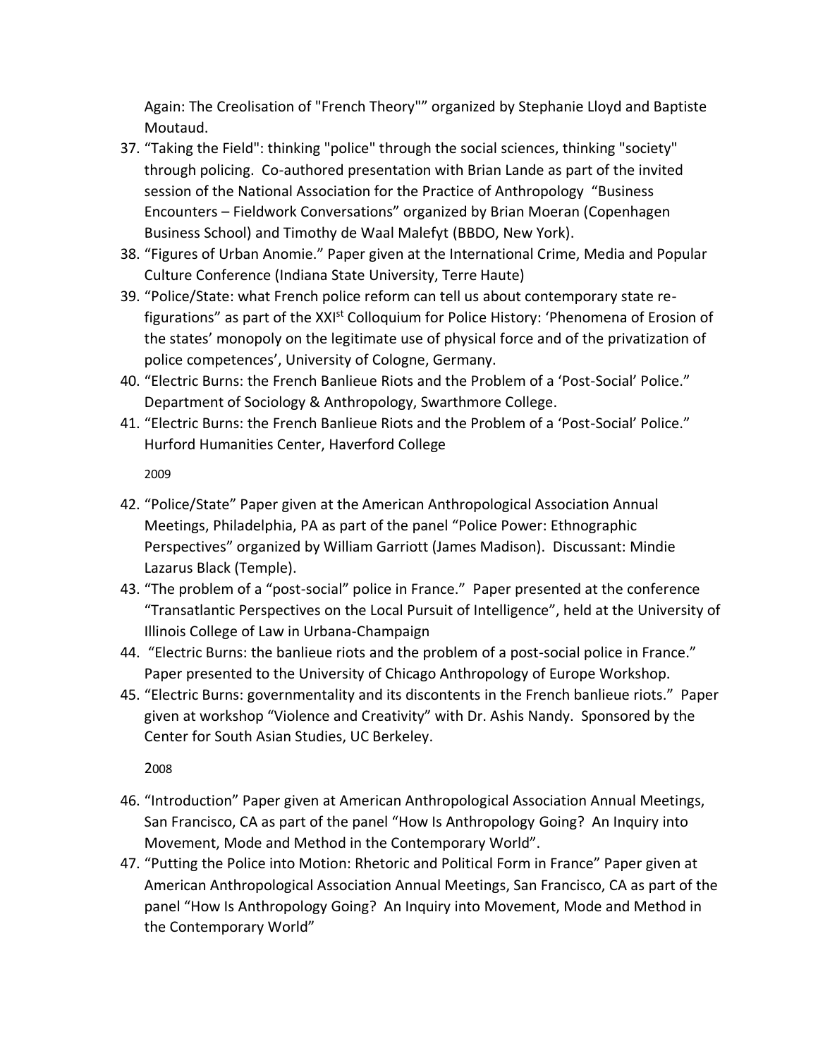Again: The Creolisation of "French Theory"" organized by Stephanie Lloyd and Baptiste Moutaud.

37. "Taking the Field": thinking "police" through the social sciences, thinking "society" through policing. Co-authored presentation with Brian Lande as part of the invited session of the National Association for the Practice of Anthropology "Business Encounters – Fieldwork Conversations" organized by Brian Moeran (Copenhagen Business School) and Timothy de Waal Malefyt (BBDO, New York).
38. "Figures of Urban Anomie." Paper given at the International Crime, Media and Popular Culture Conference (Indiana State University, Terre Haute)
39. "Police/State: what French police reform can tell us about contemporary state re-figurations" as part of the XXI[st] Colloquium for Police History: 'Phenomena of Erosion of the states' monopoly on the legitimate use of physical force and of the privatization of police competences', University of Cologne, Germany.
40. "Electric Burns: the French Banlieue Riots and the Problem of a 'Post-Social' Police." Department of Sociology & Anthropology, Swarthmore College.
41. "Electric Burns: the French Banlieue Riots and the Problem of a 'Post-Social' Police." Hurford Humanities Center, Haverford College

2009

42. "Police/State" Paper given at the American Anthropological Association Annual Meetings, Philadelphia, PA as part of the panel "Police Power: Ethnographic Perspectives" organized by William Garriott (James Madison). Discussant: Mindie Lazarus Black (Temple).
43. "The problem of a "post-social" police in France." Paper presented at the conference "Transatlantic Perspectives on the Local Pursuit of Intelligence", held at the University of Illinois College of Law in Urbana-Champaign
44. "Electric Burns: the banlieue riots and the problem of a post-social police in France." Paper presented to the University of Chicago Anthropology of Europe Workshop.
45. "Electric Burns: governmentality and its discontents in the French banlieue riots." Paper given at workshop "Violence and Creativity" with Dr. Ashis Nandy. Sponsored by the Center for South Asian Studies, UC Berkeley.

2008

46. "Introduction" Paper given at American Anthropological Association Annual Meetings, San Francisco, CA as part of the panel "How Is Anthropology Going? An Inquiry into Movement, Mode and Method in the Contemporary World".
47. "Putting the Police into Motion: Rhetoric and Political Form in France" Paper given at American Anthropological Association Annual Meetings, San Francisco, CA as part of the panel "How Is Anthropology Going? An Inquiry into Movement, Mode and Method in the Contemporary World"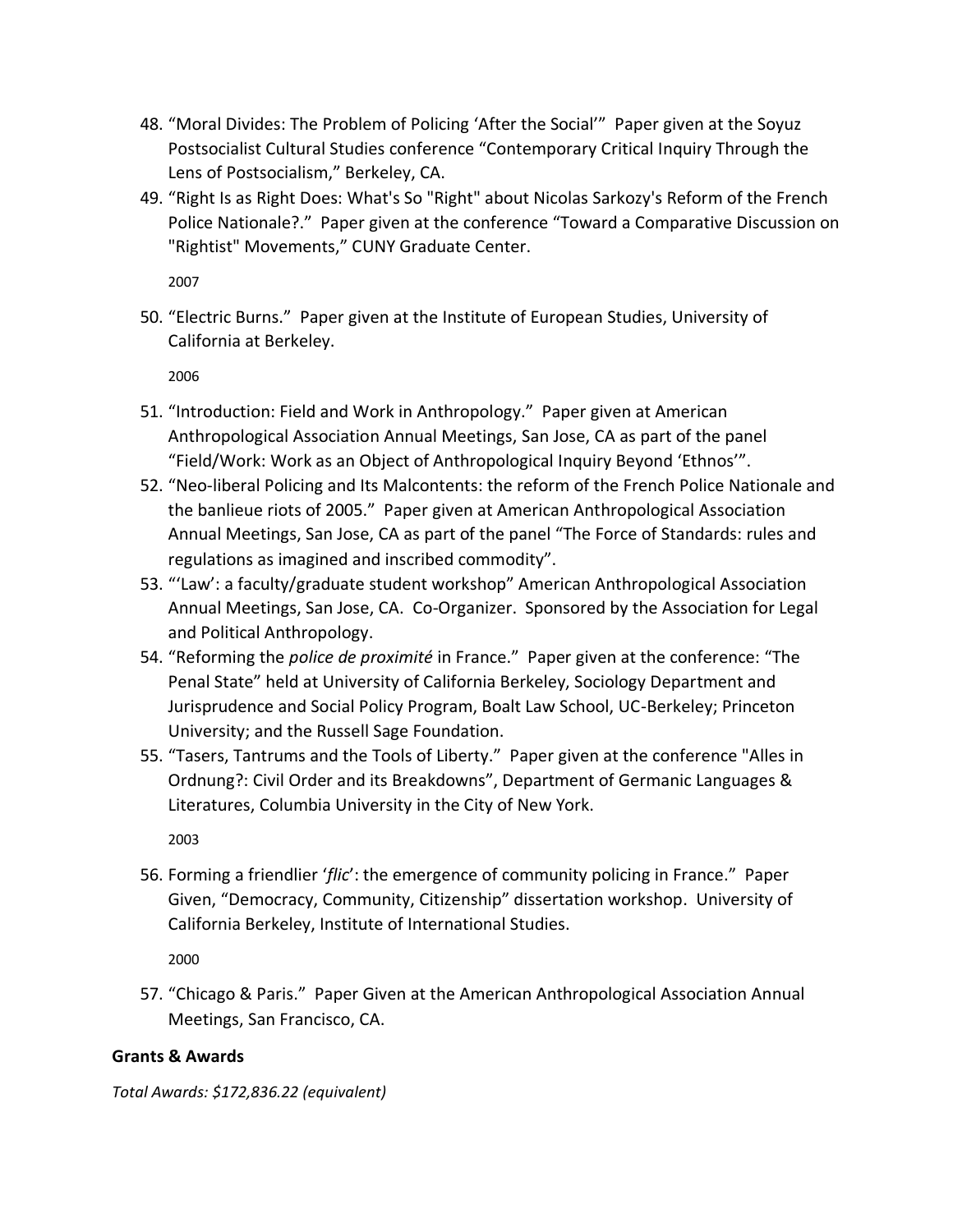48. “Moral Divides: The Problem of Policing ‘After the Social’” Paper given at the Soyuz Postsocialist Cultural Studies conference “Contemporary Critical Inquiry Through the Lens of Postsocialism,” Berkeley, CA.
49. “Right Is as Right Does: What's So "Right" about Nicolas Sarkozy's Reform of the French Police Nationale?.” Paper given at the conference “Toward a Comparative Discussion on "Rightist" Movements,” CUNY Graduate Center.

2007

50. “Electric Burns.” Paper given at the Institute of European Studies, University of California at Berkeley.

2006

51. “Introduction: Field and Work in Anthropology.” Paper given at American Anthropological Association Annual Meetings, San Jose, CA as part of the panel “Field/Work: Work as an Object of Anthropological Inquiry Beyond ‘Ethnos’”.
52. “Neo-liberal Policing and Its Malcontents: the reform of the French Police Nationale and the banlieue riots of 2005.” Paper given at American Anthropological Association Annual Meetings, San Jose, CA as part of the panel “The Force of Standards: rules and regulations as imagined and inscribed commodity”.
53. “‘Law’: a faculty/graduate student workshop” American Anthropological Association Annual Meetings, San Jose, CA. Co-Organizer. Sponsored by the Association for Legal and Political Anthropology.
54. “Reforming the *police de proximité* in France.” Paper given at the conference: “The Penal State” held at University of California Berkeley, Sociology Department and Jurisprudence and Social Policy Program, Boalt Law School, UC-Berkeley; Princeton University; and the Russell Sage Foundation.
55. “Tasers, Tantrums and the Tools of Liberty.” Paper given at the conference "Alles in Ordnung?: Civil Order and its Breakdowns”, Department of Germanic Languages & Literatures, Columbia University in the City of New York.

2003

56. Forming a friendlier ‘*flic*’: the emergence of community policing in France.” Paper Given, “Democracy, Community, Citizenship” dissertation workshop. University of California Berkeley, Institute of International Studies.

2000

57. “Chicago & Paris.” Paper Given at the American Anthropological Association Annual Meetings, San Francisco, CA.

**Grants & Awards**

*Total Awards: $172,836.22 (equivalent)*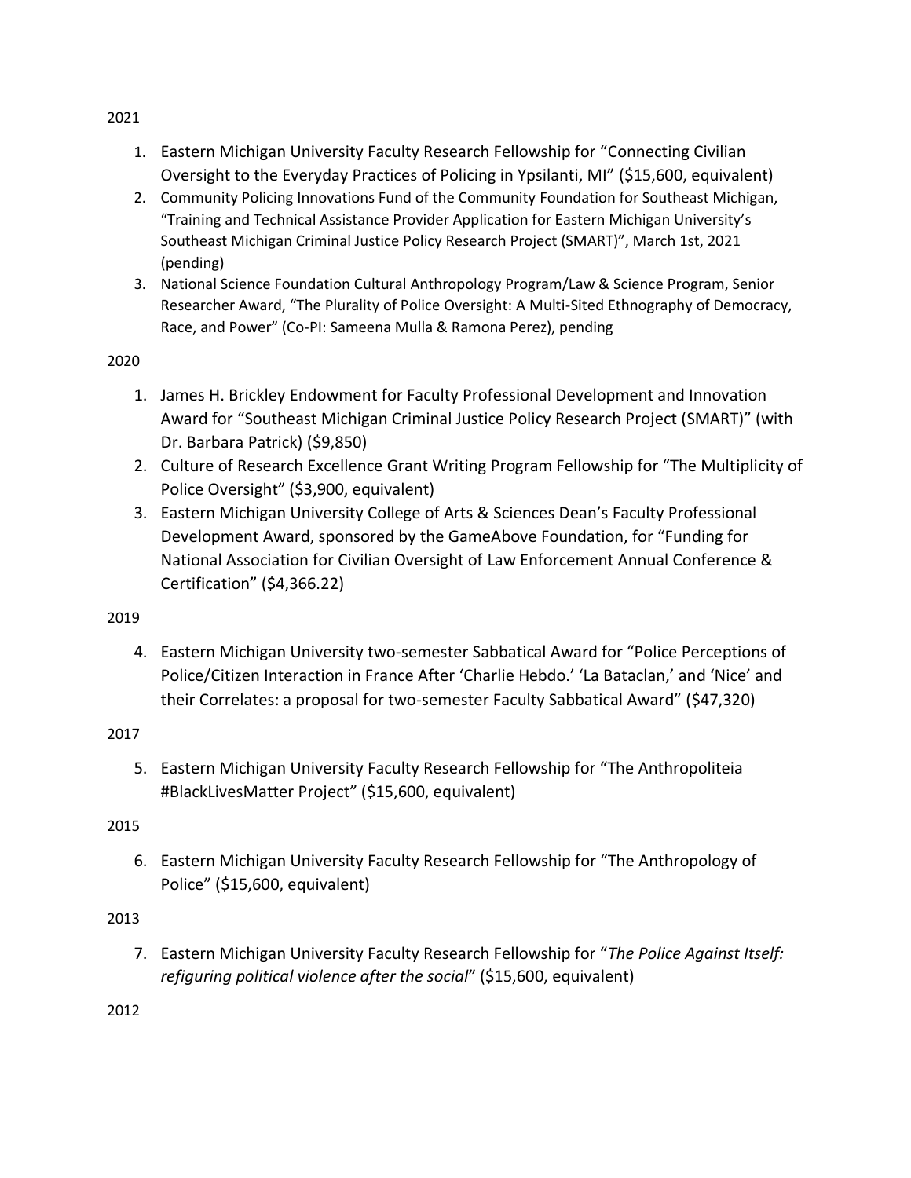2021

1. Eastern Michigan University Faculty Research Fellowship for "Connecting Civilian Oversight to the Everyday Practices of Policing in Ypsilanti, MI" ($15,600, equivalent)
2. Community Policing Innovations Fund of the Community Foundation for Southeast Michigan, "Training and Technical Assistance Provider Application for Eastern Michigan University's Southeast Michigan Criminal Justice Policy Research Project (SMART)", March 1st, 2021 (pending)
3. National Science Foundation Cultural Anthropology Program/Law & Science Program, Senior Researcher Award, "The Plurality of Police Oversight: A Multi-Sited Ethnography of Democracy, Race, and Power" (Co-PI: Sameena Mulla & Ramona Perez), pending

2020

1. James H. Brickley Endowment for Faculty Professional Development and Innovation Award for "Southeast Michigan Criminal Justice Policy Research Project (SMART)" (with Dr. Barbara Patrick) ($9,850)
2. Culture of Research Excellence Grant Writing Program Fellowship for "The Multiplicity of Police Oversight" ($3,900, equivalent)
3. Eastern Michigan University College of Arts & Sciences Dean's Faculty Professional Development Award, sponsored by the GameAbove Foundation, for "Funding for National Association for Civilian Oversight of Law Enforcement Annual Conference & Certification" ($4,366.22)

2019

4. Eastern Michigan University two-semester Sabbatical Award for "Police Perceptions of Police/Citizen Interaction in France After 'Charlie Hebdo.' 'La Bataclan,' and 'Nice' and their Correlates: a proposal for two-semester Faculty Sabbatical Award" ($47,320)

2017

5. Eastern Michigan University Faculty Research Fellowship for "The Anthropoliteia #BlackLivesMatter Project" ($15,600, equivalent)

2015

6. Eastern Michigan University Faculty Research Fellowship for "The Anthropology of Police" ($15,600, equivalent)

2013

7. Eastern Michigan University Faculty Research Fellowship for "*The Police Against Itself: refiguring political violence after the social*" ($15,600, equivalent)

2012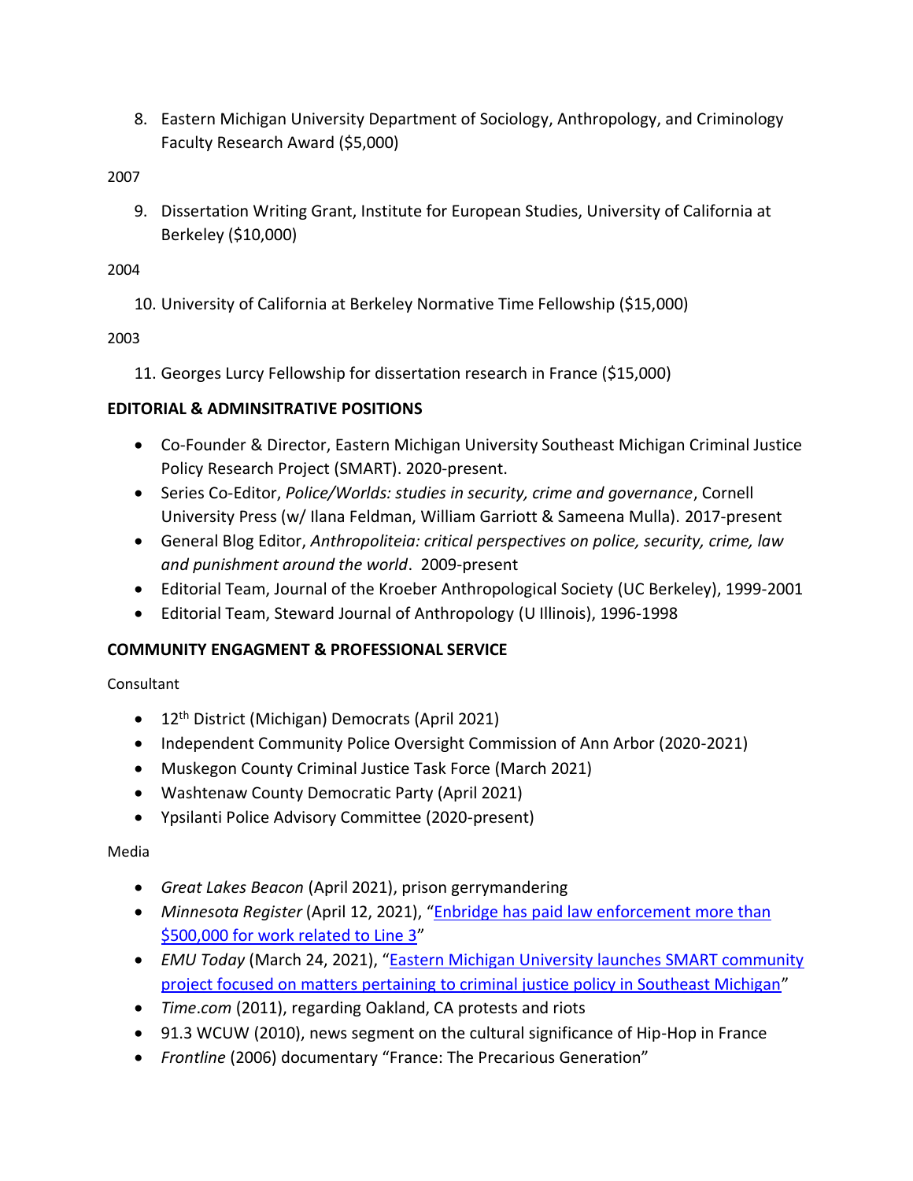8. Eastern Michigan University Department of Sociology, Anthropology, and Criminology Faculty Research Award ($5,000)

2007

9. Dissertation Writing Grant, Institute for European Studies, University of California at Berkeley ($10,000)

2004

10. University of California at Berkeley Normative Time Fellowship ($15,000)

2003

11. Georges Lurcy Fellowship for dissertation research in France ($15,000)

**EDITORIAL & ADMINSITRATIVE POSITIONS**

- Co-Founder & Director, Eastern Michigan University Southeast Michigan Criminal Justice Policy Research Project (SMART). 2020-present.
- Series Co-Editor, *Police/Worlds: studies in security, crime and governance*, Cornell University Press (w/ Ilana Feldman, William Garriott & Sameena Mulla). 2017-present
- General Blog Editor, *Anthropoliteia: critical perspectives on police, security, crime, law and punishment around the world*. 2009-present
- Editorial Team, Journal of the Kroeber Anthropological Society (UC Berkeley), 1999-2001
- Editorial Team, Steward Journal of Anthropology (U Illinois), 1996-1998

**COMMUNITY ENGAGMENT & PROFESSIONAL SERVICE**

Consultant

- 12th District (Michigan) Democrats (April 2021)
- Independent Community Police Oversight Commission of Ann Arbor (2020-2021)
- Muskegon County Criminal Justice Task Force (March 2021)
- Washtenaw County Democratic Party (April 2021)
- Ypsilanti Police Advisory Committee (2020-present)

Media

- *Great Lakes Beacon* (April 2021), prison gerrymandering
- *Minnesota Register* (April 12, 2021), "Enbridge has paid law enforcement more than $500,000 for work related to Line 3"
- *EMU Today* (March 24, 2021), "Eastern Michigan University launches SMART community project focused on matters pertaining to criminal justice policy in Southeast Michigan"
- *Time.com* (2011), regarding Oakland, CA protests and riots
- 91.3 WCUW (2010), news segment on the cultural significance of Hip-Hop in France
- *Frontline* (2006) documentary "France: The Precarious Generation"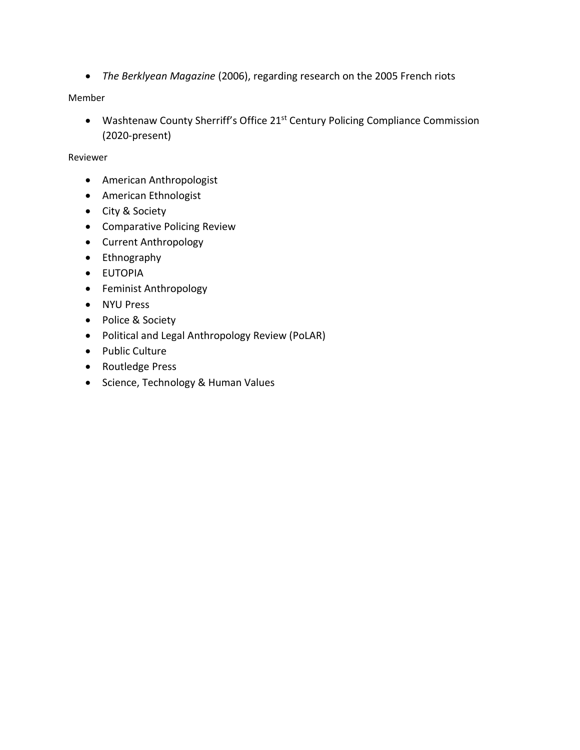- *The Berklyean Magazine* (2006), regarding research on the 2005 French riots

Member

- Washtenaw County Sherriff's Office 21st Century Policing Compliance Commission (2020-present)

Reviewer

- American Anthropologist
- American Ethnologist
- City & Society
- Comparative Policing Review
- Current Anthropology
- Ethnography
- EUTOPIA
- Feminist Anthropology
- NYU Press
- Police & Society
- Political and Legal Anthropology Review (PoLAR)
- Public Culture
- Routledge Press
- Science, Technology & Human Values